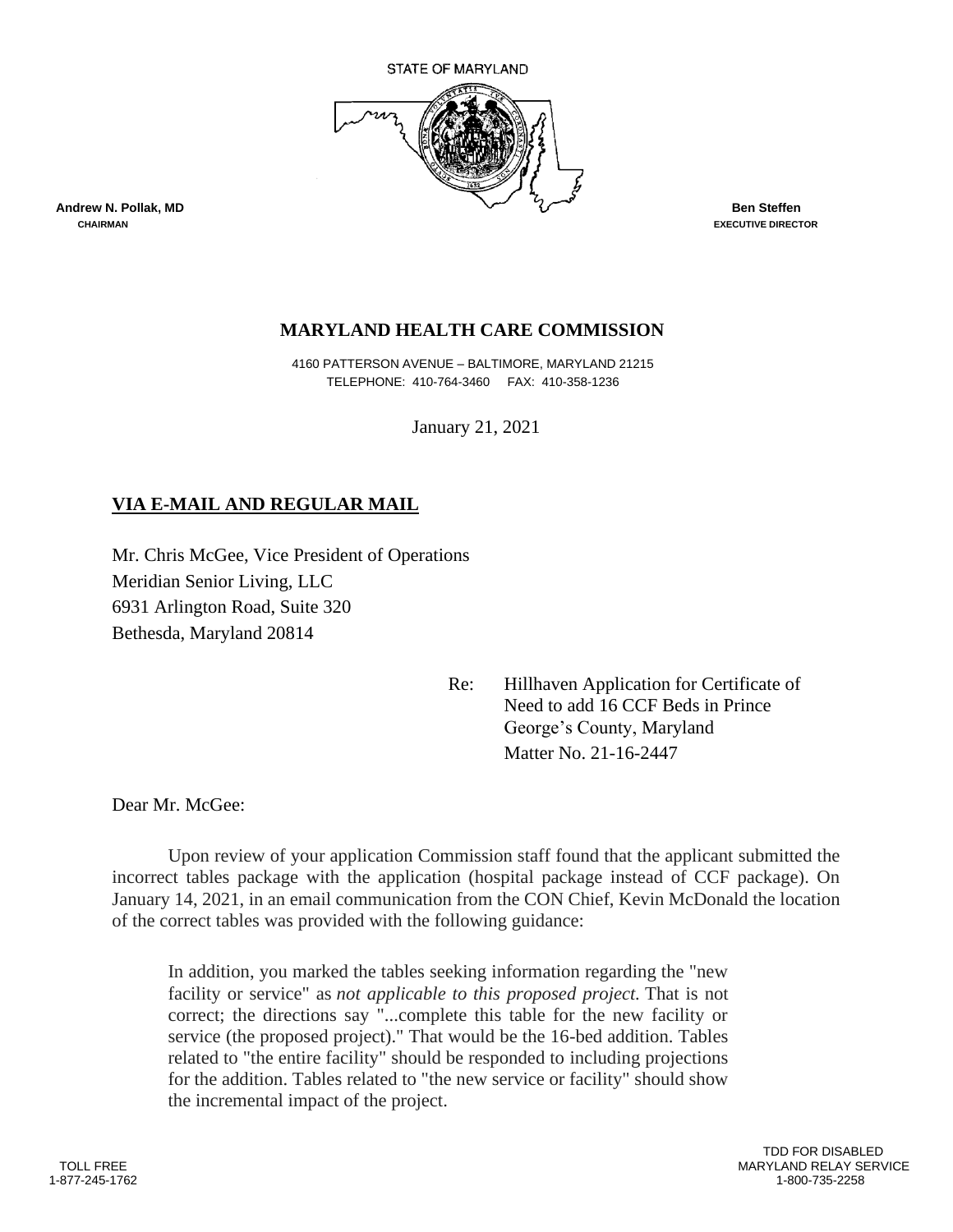STATE OF MARYLAND

**Andrew N. Pollak, MD**
CHAIRMAN

**Ben Steffen**
EXECUTIVE DIRECTOR

## MARYLAND HEALTH CARE COMMISSION

4160 PATTERSON AVENUE – BALTIMORE, MARYLAND 21215
TELEPHONE: 410-764-3460 FAX: 410-358-1236

January 21, 2021

**VIA E-MAIL AND REGULAR MAIL**

Mr. Chris McGee, Vice President of Operations
Meridian Senior Living, LLC
6931 Arlington Road, Suite 320
Bethesda, Maryland 20814

Re: Hillhaven Application for Certificate of Need to add 16 CCF Beds in Prince George's County, Maryland
Matter No. 21-16-2447

Dear Mr. McGee:

Upon review of your application Commission staff found that the applicant submitted the incorrect tables package with the application (hospital package instead of CCF package). On January 14, 2021, in an email communication from the CON Chief, Kevin McDonald the location of the correct tables was provided with the following guidance:

> In addition, you marked the tables seeking information regarding the "new facility or service" as *not applicable to this proposed project*. That is not correct; the directions say "...complete this table for the new facility or service (the proposed project)." That would be the 16-bed addition. Tables related to "the entire facility" should be responded to including projections for the addition. Tables related to "the new service or facility" should show the incremental impact of the project.

TOLL FREE
1-877-245-1762

TDD FOR DISABLED
MARYLAND RELAY SERVICE
1-800-735-2258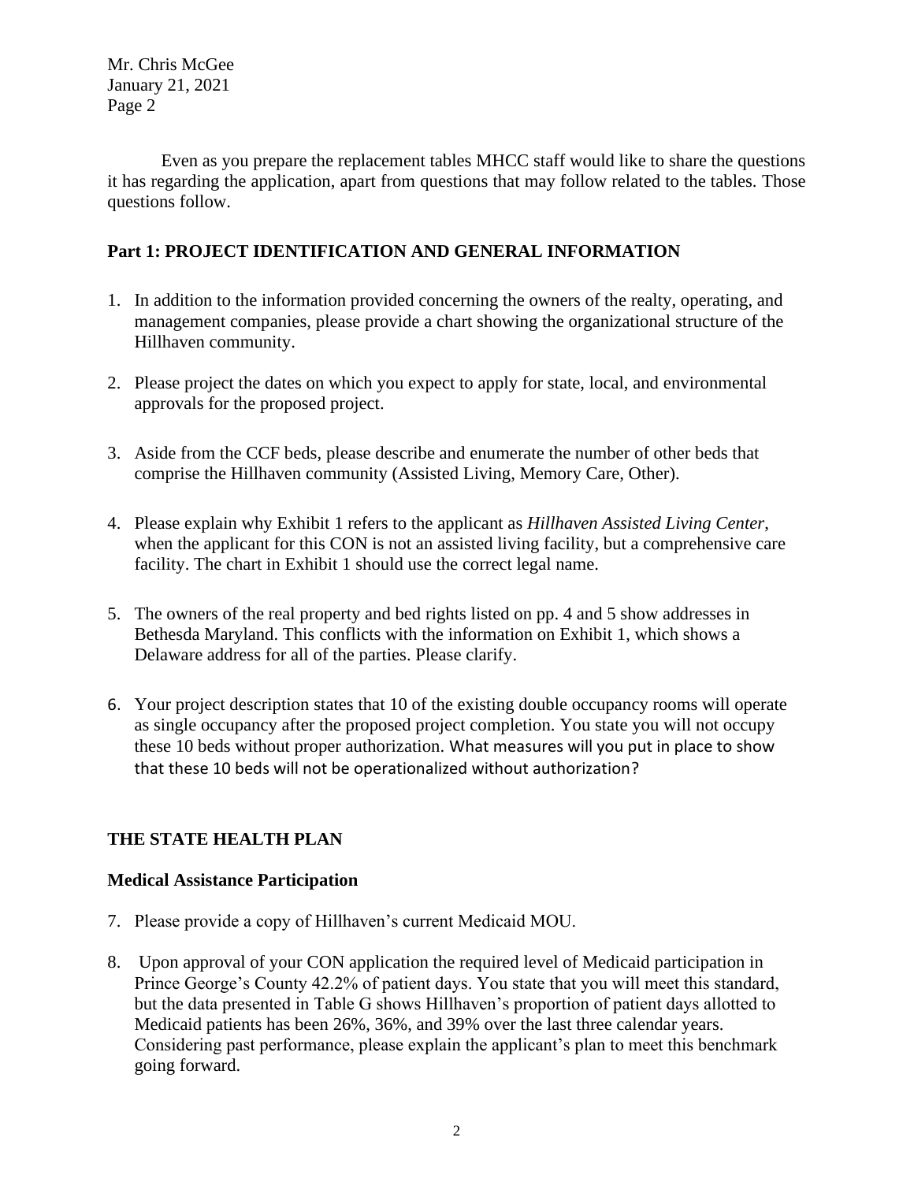Mr. Chris McGee
January 21, 2021
Page 2

Even as you prepare the replacement tables MHCC staff would like to share the questions it has regarding the application, apart from questions that may follow related to the tables. Those questions follow.

## Part 1: PROJECT IDENTIFICATION AND GENERAL INFORMATION

1. In addition to the information provided concerning the owners of the realty, operating, and management companies, please provide a chart showing the organizational structure of the Hillhaven community.

2. Please project the dates on which you expect to apply for state, local, and environmental approvals for the proposed project.

3. Aside from the CCF beds, please describe and enumerate the number of other beds that comprise the Hillhaven community (Assisted Living, Memory Care, Other).

4. Please explain why Exhibit 1 refers to the applicant as *Hillhaven Assisted Living Center*, when the applicant for this CON is not an assisted living facility, but a comprehensive care facility. The chart in Exhibit 1 should use the correct legal name.

5. The owners of the real property and bed rights listed on pp. 4 and 5 show addresses in Bethesda Maryland. This conflicts with the information on Exhibit 1, which shows a Delaware address for all of the parties. Please clarify.

6. Your project description states that 10 of the existing double occupancy rooms will operate as single occupancy after the proposed project completion. You state you will not occupy these 10 beds without proper authorization. What measures will you put in place to show that these 10 beds will not be operationalized without authorization?

## THE STATE HEALTH PLAN

### Medical Assistance Participation

7. Please provide a copy of Hillhaven's current Medicaid MOU.

8. Upon approval of your CON application the required level of Medicaid participation in Prince George's County 42.2% of patient days. You state that you will meet this standard, but the data presented in Table G shows Hillhaven's proportion of patient days allotted to Medicaid patients has been 26%, 36%, and 39% over the last three calendar years. Considering past performance, please explain the applicant's plan to meet this benchmark going forward.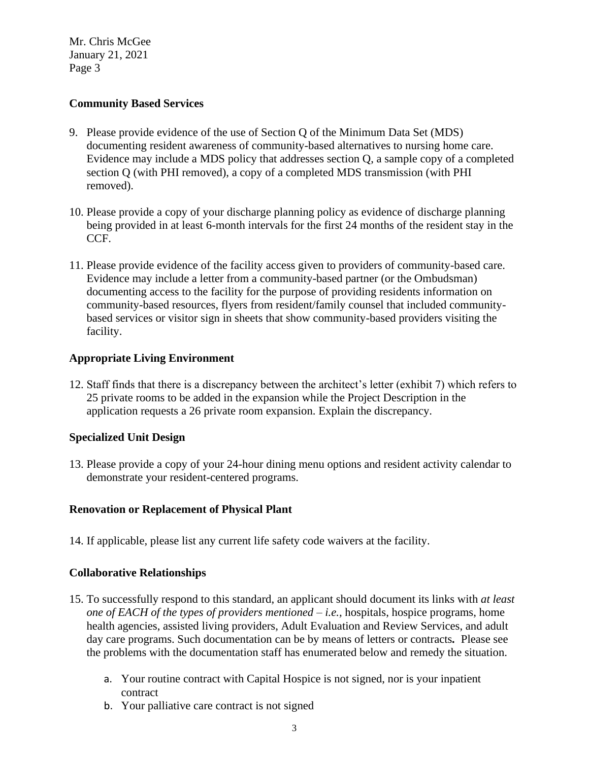## Community Based Services

9. Please provide evidence of the use of Section Q of the Minimum Data Set (MDS) documenting resident awareness of community-based alternatives to nursing home care. Evidence may include a MDS policy that addresses section Q, a sample copy of a completed section Q (with PHI removed), a copy of a completed MDS transmission (with PHI removed).

10. Please provide a copy of your discharge planning policy as evidence of discharge planning being provided in at least 6-month intervals for the first 24 months of the resident stay in the CCF.

11. Please provide evidence of the facility access given to providers of community-based care. Evidence may include a letter from a community-based partner (or the Ombudsman) documenting access to the facility for the purpose of providing residents information on community-based resources, flyers from resident/family counsel that included community-based services or visitor sign in sheets that show community-based providers visiting the facility.

## Appropriate Living Environment

12. Staff finds that there is a discrepancy between the architect's letter (exhibit 7) which refers to 25 private rooms to be added in the expansion while the Project Description in the application requests a 26 private room expansion. Explain the discrepancy.

## Specialized Unit Design

13. Please provide a copy of your 24-hour dining menu options and resident activity calendar to demonstrate your resident-centered programs.

## Renovation or Replacement of Physical Plant

14. If applicable, please list any current life safety code waivers at the facility.

## Collaborative Relationships

15. To successfully respond to this standard, an applicant should document its links with *at least one of EACH of the types of providers mentioned – i.e.,* hospitals, hospice programs, home health agencies, assisted living providers, Adult Evaluation and Review Services, and adult day care programs. Such documentation can be by means of letters or contracts**.** Please see the problems with the documentation staff has enumerated below and remedy the situation.

    a. Your routine contract with Capital Hospice is not signed, nor is your inpatient contract
    b. Your palliative care contract is not signed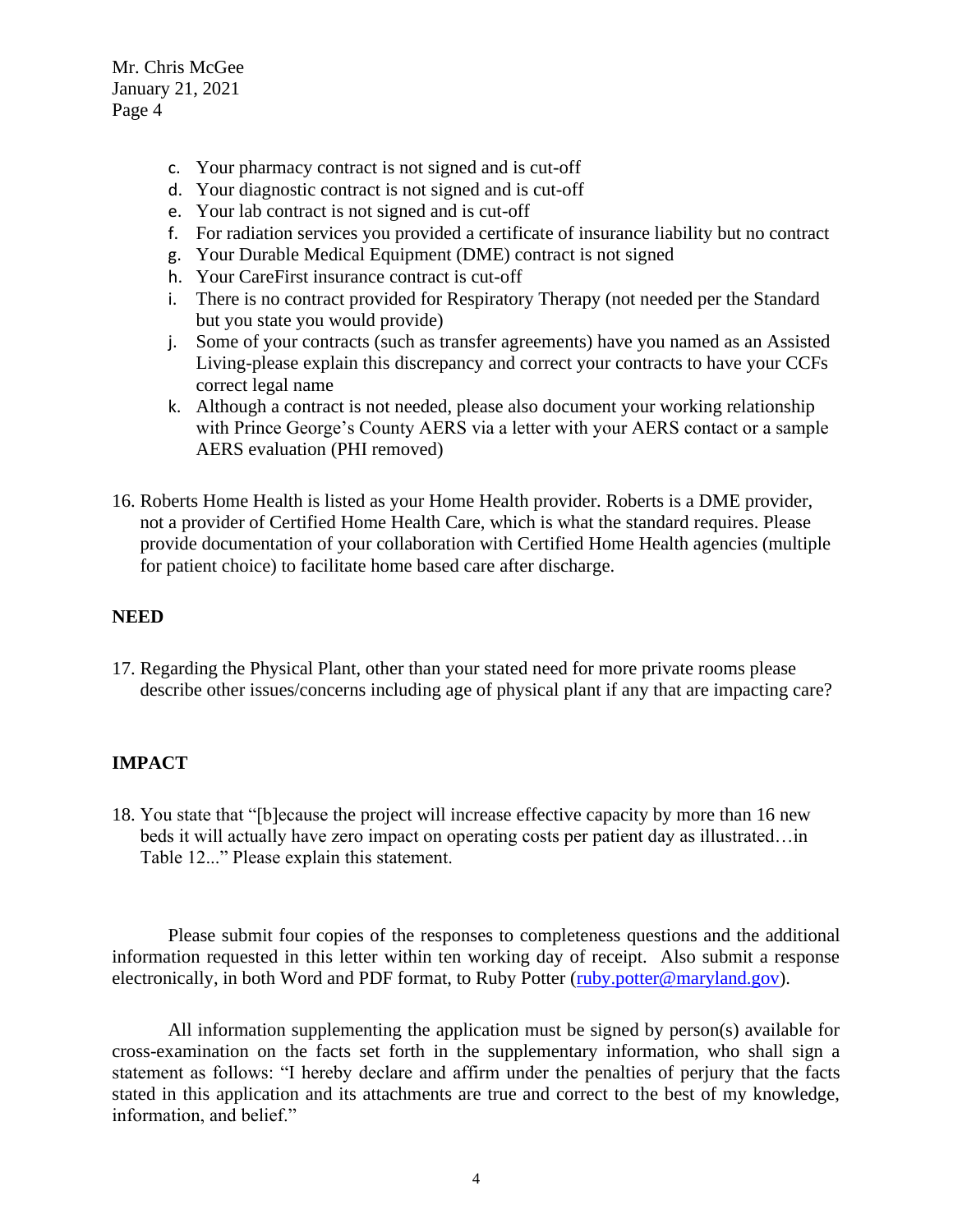c. Your pharmacy contract is not signed and is cut-off
d. Your diagnostic contract is not signed and is cut-off
e. Your lab contract is not signed and is cut-off
f. For radiation services you provided a certificate of insurance liability but no contract
g. Your Durable Medical Equipment (DME) contract is not signed
h. Your CareFirst insurance contract is cut-off
i. There is no contract provided for Respiratory Therapy (not needed per the Standard but you state you would provide)
j. Some of your contracts (such as transfer agreements) have you named as an Assisted Living-please explain this discrepancy and correct your contracts to have your CCFs correct legal name
k. Although a contract is not needed, please also document your working relationship with Prince George's County AERS via a letter with your AERS contact or a sample AERS evaluation (PHI removed)

16. Roberts Home Health is listed as your Home Health provider. Roberts is a DME provider, not a provider of Certified Home Health Care, which is what the standard requires. Please provide documentation of your collaboration with Certified Home Health agencies (multiple for patient choice) to facilitate home based care after discharge.

**NEED**

17. Regarding the Physical Plant, other than your stated need for more private rooms please describe other issues/concerns including age of physical plant if any that are impacting care?

**IMPACT**

18. You state that "[b]ecause the project will increase effective capacity by more than 16 new beds it will actually have zero impact on operating costs per patient day as illustrated…in Table 12..." Please explain this statement.

Please submit four copies of the responses to completeness questions and the additional information requested in this letter within ten working day of receipt. Also submit a response electronically, in both Word and PDF format, to Ruby Potter (ruby.potter@maryland.gov).

All information supplementing the application must be signed by person(s) available for cross-examination on the facts set forth in the supplementary information, who shall sign a statement as follows: "I hereby declare and affirm under the penalties of perjury that the facts stated in this application and its attachments are true and correct to the best of my knowledge, information, and belief."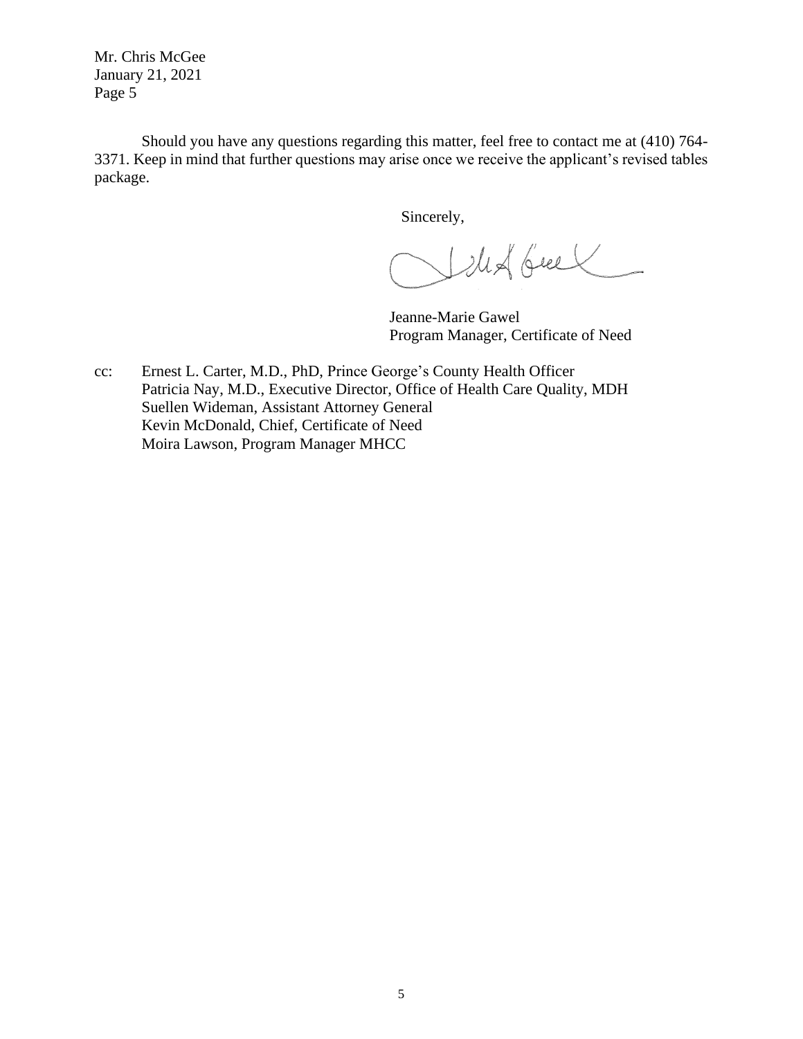Mr. Chris McGee
January 21, 2021
Page 5

Should you have any questions regarding this matter, feel free to contact me at (410) 764-3371. Keep in mind that further questions may arise once we receive the applicant's revised tables package.

Sincerely,

Jeanne-Marie Gawel
Program Manager, Certificate of Need

cc: Ernest L. Carter, M.D., PhD, Prince George's County Health Officer
Patricia Nay, M.D., Executive Director, Office of Health Care Quality, MDH
Suellen Wideman, Assistant Attorney General
Kevin McDonald, Chief, Certificate of Need
Moira Lawson, Program Manager MHCC